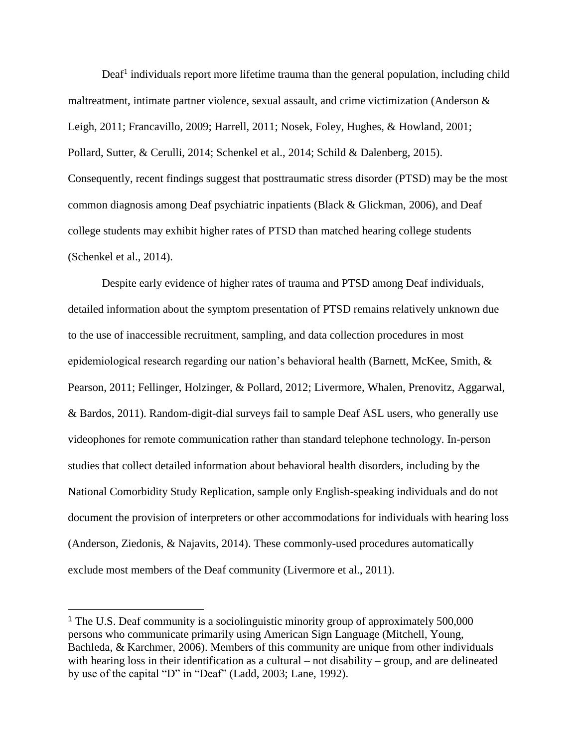Deaf[1] individuals report more lifetime trauma than the general population, including child maltreatment, intimate partner violence, sexual assault, and crime victimization (Anderson & Leigh, 2011; Francavillo, 2009; Harrell, 2011; Nosek, Foley, Hughes, & Howland, 2001; Pollard, Sutter, & Cerulli, 2014; Schenkel et al., 2014; Schild & Dalenberg, 2015). Consequently, recent findings suggest that posttraumatic stress disorder (PTSD) may be the most common diagnosis among Deaf psychiatric inpatients (Black & Glickman, 2006), and Deaf college students may exhibit higher rates of PTSD than matched hearing college students (Schenkel et al., 2014).

Despite early evidence of higher rates of trauma and PTSD among Deaf individuals, detailed information about the symptom presentation of PTSD remains relatively unknown due to the use of inaccessible recruitment, sampling, and data collection procedures in most epidemiological research regarding our nation's behavioral health (Barnett, McKee, Smith, & Pearson, 2011; Fellinger, Holzinger, & Pollard, 2012; Livermore, Whalen, Prenovitz, Aggarwal, & Bardos, 2011). Random-digit-dial surveys fail to sample Deaf ASL users, who generally use videophones for remote communication rather than standard telephone technology. In-person studies that collect detailed information about behavioral health disorders, including by the National Comorbidity Study Replication, sample only English-speaking individuals and do not document the provision of interpreters or other accommodations for individuals with hearing loss (Anderson, Ziedonis, & Najavits, 2014). These commonly-used procedures automatically exclude most members of the Deaf community (Livermore et al., 2011).

[1] The U.S. Deaf community is a sociolinguistic minority group of approximately 500,000 persons who communicate primarily using American Sign Language (Mitchell, Young, Bachleda, & Karchmer, 2006). Members of this community are unique from other individuals with hearing loss in their identification as a cultural – not disability – group, and are delineated by use of the capital "D" in "Deaf" (Ladd, 2003; Lane, 1992).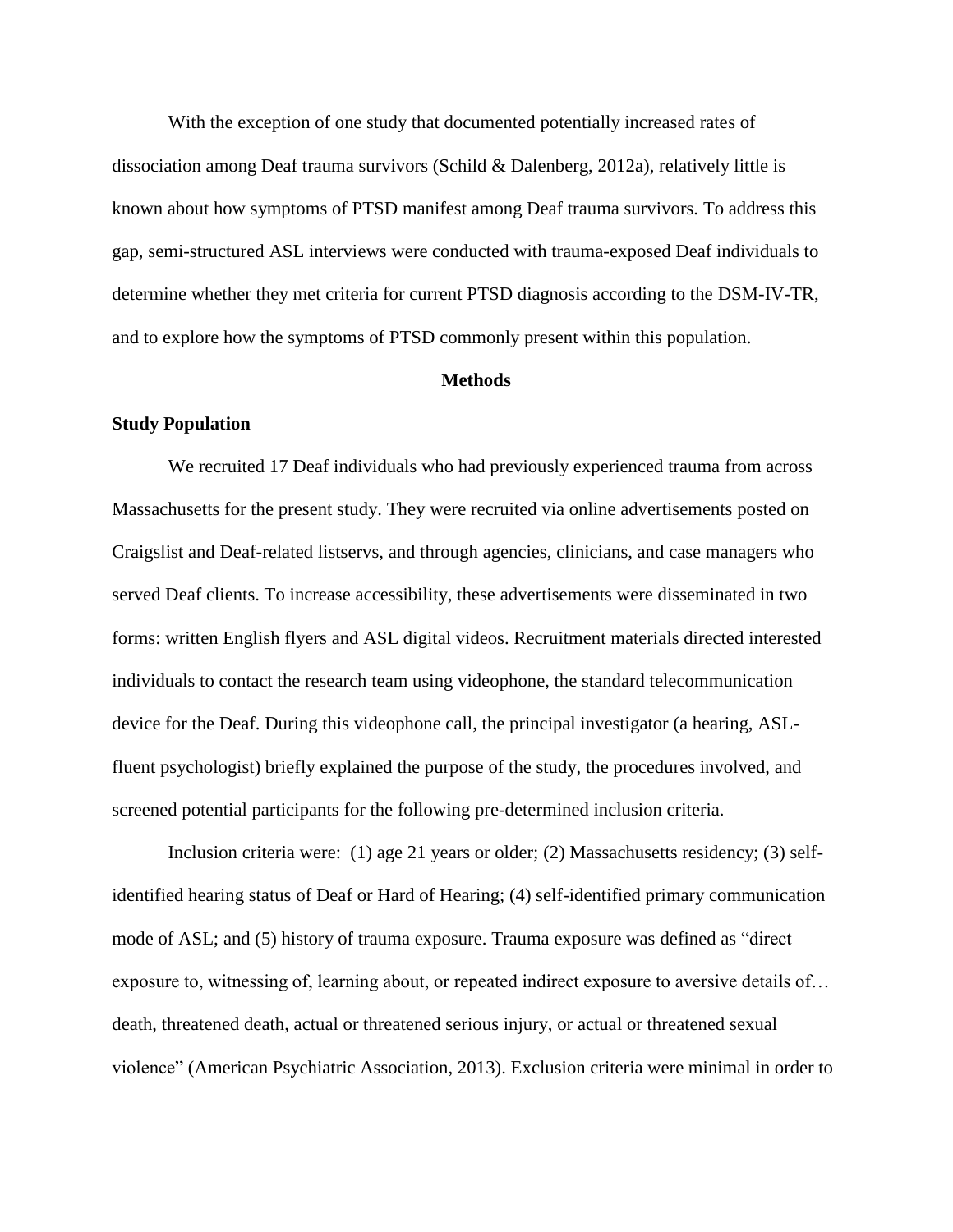With the exception of one study that documented potentially increased rates of dissociation among Deaf trauma survivors (Schild & Dalenberg, 2012a), relatively little is known about how symptoms of PTSD manifest among Deaf trauma survivors. To address this gap, semi-structured ASL interviews were conducted with trauma-exposed Deaf individuals to determine whether they met criteria for current PTSD diagnosis according to the DSM-IV-TR, and to explore how the symptoms of PTSD commonly present within this population.

## Methods

### Study Population

We recruited 17 Deaf individuals who had previously experienced trauma from across Massachusetts for the present study. They were recruited via online advertisements posted on Craigslist and Deaf-related listservs, and through agencies, clinicians, and case managers who served Deaf clients. To increase accessibility, these advertisements were disseminated in two forms: written English flyers and ASL digital videos. Recruitment materials directed interested individuals to contact the research team using videophone, the standard telecommunication device for the Deaf. During this videophone call, the principal investigator (a hearing, ASL-fluent psychologist) briefly explained the purpose of the study, the procedures involved, and screened potential participants for the following pre-determined inclusion criteria.

Inclusion criteria were: (1) age 21 years or older; (2) Massachusetts residency; (3) self-identified hearing status of Deaf or Hard of Hearing; (4) self-identified primary communication mode of ASL; and (5) history of trauma exposure. Trauma exposure was defined as "direct exposure to, witnessing of, learning about, or repeated indirect exposure to aversive details of… death, threatened death, actual or threatened serious injury, or actual or threatened sexual violence" (American Psychiatric Association, 2013). Exclusion criteria were minimal in order to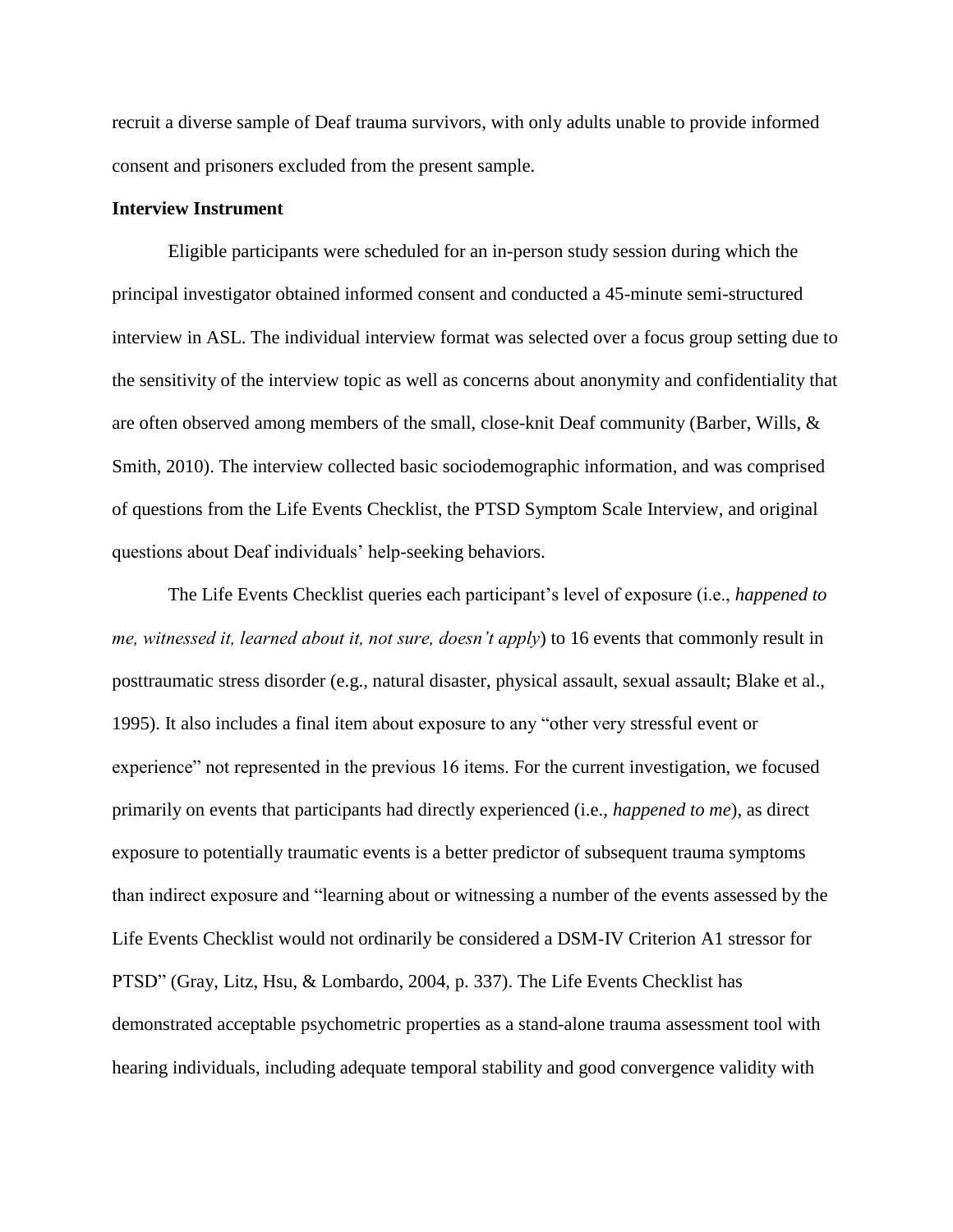recruit a diverse sample of Deaf trauma survivors, with only adults unable to provide informed consent and prisoners excluded from the present sample.

**Interview Instrument**

Eligible participants were scheduled for an in-person study session during which the principal investigator obtained informed consent and conducted a 45-minute semi-structured interview in ASL. The individual interview format was selected over a focus group setting due to the sensitivity of the interview topic as well as concerns about anonymity and confidentiality that are often observed among members of the small, close-knit Deaf community (Barber, Wills, & Smith, 2010). The interview collected basic sociodemographic information, and was comprised of questions from the Life Events Checklist, the PTSD Symptom Scale Interview, and original questions about Deaf individuals' help-seeking behaviors.

The Life Events Checklist queries each participant's level of exposure (i.e., *happened to me, witnessed it, learned about it, not sure, doesn't apply*) to 16 events that commonly result in posttraumatic stress disorder (e.g., natural disaster, physical assault, sexual assault; Blake et al., 1995). It also includes a final item about exposure to any "other very stressful event or experience" not represented in the previous 16 items. For the current investigation, we focused primarily on events that participants had directly experienced (i.e., *happened to me*), as direct exposure to potentially traumatic events is a better predictor of subsequent trauma symptoms than indirect exposure and "learning about or witnessing a number of the events assessed by the Life Events Checklist would not ordinarily be considered a DSM-IV Criterion A1 stressor for PTSD" (Gray, Litz, Hsu, & Lombardo, 2004, p. 337). The Life Events Checklist has demonstrated acceptable psychometric properties as a stand-alone trauma assessment tool with hearing individuals, including adequate temporal stability and good convergence validity with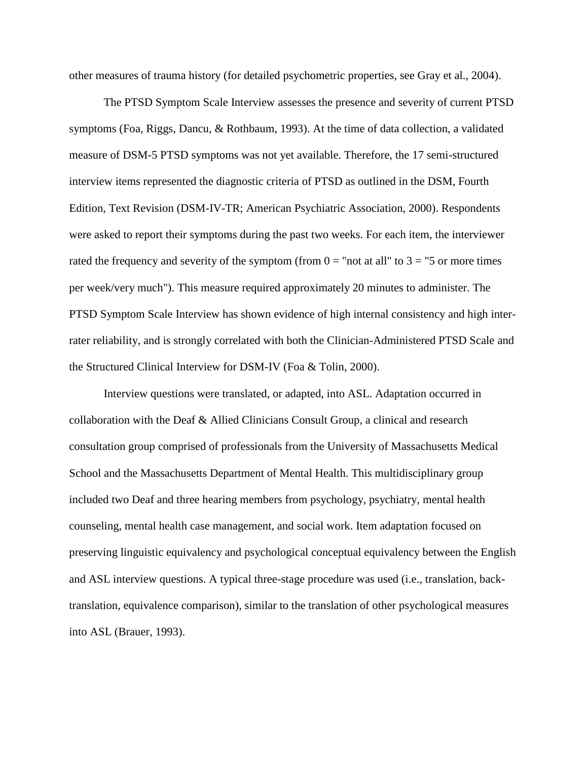other measures of trauma history (for detailed psychometric properties, see Gray et al., 2004).

The PTSD Symptom Scale Interview assesses the presence and severity of current PTSD symptoms (Foa, Riggs, Dancu, & Rothbaum, 1993). At the time of data collection, a validated measure of DSM-5 PTSD symptoms was not yet available. Therefore, the 17 semi-structured interview items represented the diagnostic criteria of PTSD as outlined in the DSM, Fourth Edition, Text Revision (DSM-IV-TR; American Psychiatric Association, 2000). Respondents were asked to report their symptoms during the past two weeks. For each item, the interviewer rated the frequency and severity of the symptom (from 0 = "not at all" to 3 = "5 or more times per week/very much"). This measure required approximately 20 minutes to administer. The PTSD Symptom Scale Interview has shown evidence of high internal consistency and high inter-rater reliability, and is strongly correlated with both the Clinician-Administered PTSD Scale and the Structured Clinical Interview for DSM-IV (Foa & Tolin, 2000).

Interview questions were translated, or adapted, into ASL. Adaptation occurred in collaboration with the Deaf & Allied Clinicians Consult Group, a clinical and research consultation group comprised of professionals from the University of Massachusetts Medical School and the Massachusetts Department of Mental Health. This multidisciplinary group included two Deaf and three hearing members from psychology, psychiatry, mental health counseling, mental health case management, and social work. Item adaptation focused on preserving linguistic equivalency and psychological conceptual equivalency between the English and ASL interview questions. A typical three-stage procedure was used (i.e., translation, back-translation, equivalence comparison), similar to the translation of other psychological measures into ASL (Brauer, 1993).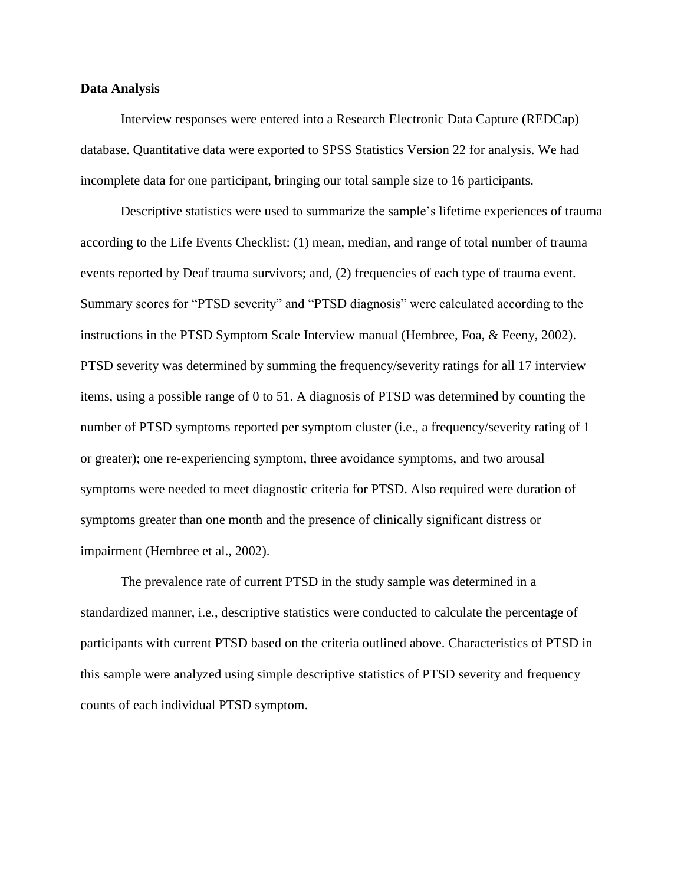**Data Analysis**

Interview responses were entered into a Research Electronic Data Capture (REDCap) database. Quantitative data were exported to SPSS Statistics Version 22 for analysis. We had incomplete data for one participant, bringing our total sample size to 16 participants.

Descriptive statistics were used to summarize the sample's lifetime experiences of trauma according to the Life Events Checklist: (1) mean, median, and range of total number of trauma events reported by Deaf trauma survivors; and, (2) frequencies of each type of trauma event. Summary scores for "PTSD severity" and "PTSD diagnosis" were calculated according to the instructions in the PTSD Symptom Scale Interview manual (Hembree, Foa, & Feeny, 2002). PTSD severity was determined by summing the frequency/severity ratings for all 17 interview items, using a possible range of 0 to 51. A diagnosis of PTSD was determined by counting the number of PTSD symptoms reported per symptom cluster (i.e., a frequency/severity rating of 1 or greater); one re-experiencing symptom, three avoidance symptoms, and two arousal symptoms were needed to meet diagnostic criteria for PTSD. Also required were duration of symptoms greater than one month and the presence of clinically significant distress or impairment (Hembree et al., 2002).

The prevalence rate of current PTSD in the study sample was determined in a standardized manner, i.e., descriptive statistics were conducted to calculate the percentage of participants with current PTSD based on the criteria outlined above. Characteristics of PTSD in this sample were analyzed using simple descriptive statistics of PTSD severity and frequency counts of each individual PTSD symptom.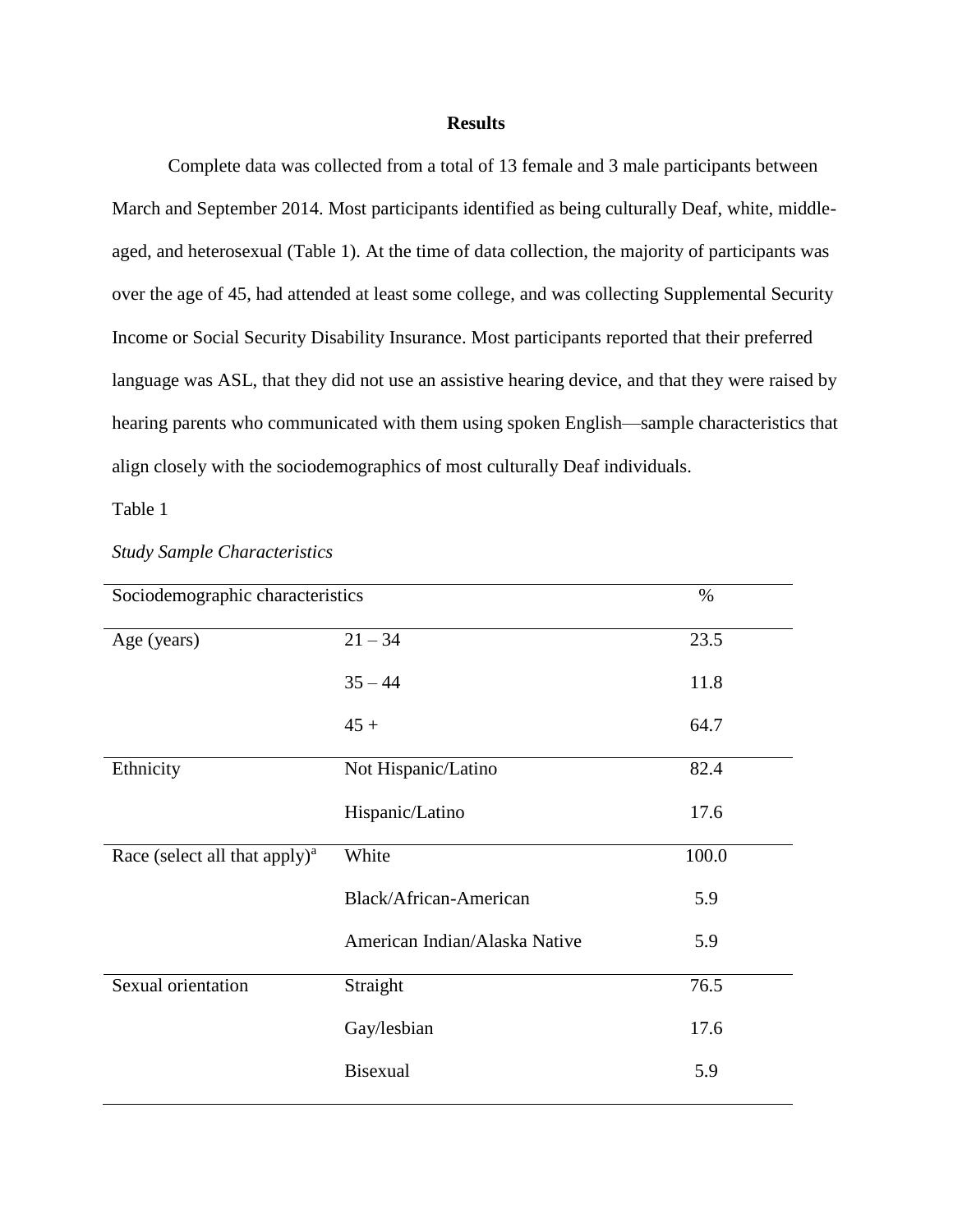**Results**

Complete data was collected from a total of 13 female and 3 male participants between March and September 2014. Most participants identified as being culturally Deaf, white, middle-aged, and heterosexual (Table 1). At the time of data collection, the majority of participants was over the age of 45, had attended at least some college, and was collecting Supplemental Security Income or Social Security Disability Insurance. Most participants reported that their preferred language was ASL, that they did not use an assistive hearing device, and that they were raised by hearing parents who communicated with them using spoken English—sample characteristics that align closely with the sociodemographics of most culturally Deaf individuals.

Table 1

*Study Sample Characteristics*

| Sociodemographic characteristics | | % |
|---|---|---|
| Age (years) | 21 – 34 | 23.5 |
| | 35 – 44 | 11.8 |
| | 45 + | 64.7 |
| Ethnicity | Not Hispanic/Latino | 82.4 |
| | Hispanic/Latino | 17.6 |
| Race (select all that apply)[a] | White | 100.0 |
| | Black/African-American | 5.9 |
| | American Indian/Alaska Native | 5.9 |
| Sexual orientation | Straight | 76.5 |
| | Gay/lesbian | 17.6 |
| | Bisexual | 5.9 |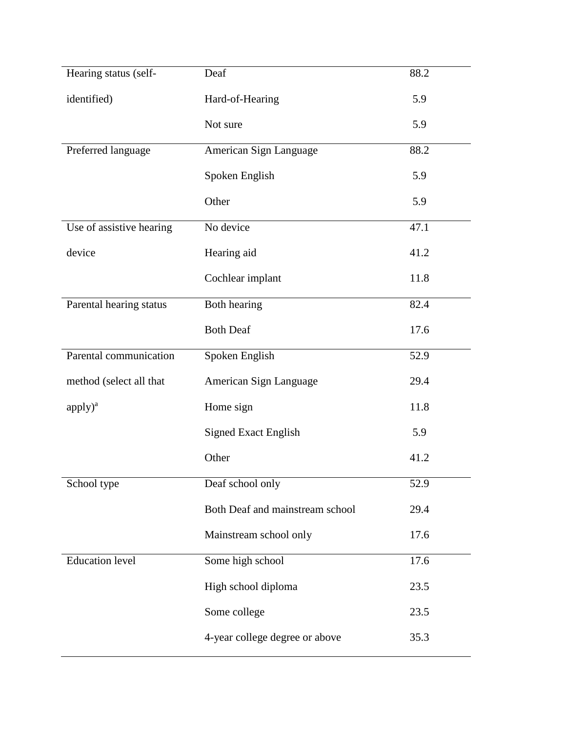| | | |
|---|---|---|
| Hearing status (self-identified) | Deaf | 88.2 |
| | Hard-of-Hearing | 5.9 |
| | Not sure | 5.9 |
| Preferred language | American Sign Language | 88.2 |
| | Spoken English | 5.9 |
| | Other | 5.9 |
| Use of assistive hearing device | No device | 47.1 |
| | Hearing aid | 41.2 |
| | Cochlear implant | 11.8 |
| Parental hearing status | Both hearing | 82.4 |
| | Both Deaf | 17.6 |
| Parental communication method (select all that apply)[a] | Spoken English | 52.9 |
| | American Sign Language | 29.4 |
| | Home sign | 11.8 |
| | Signed Exact English | 5.9 |
| | Other | 41.2 |
| School type | Deaf school only | 52.9 |
| | Both Deaf and mainstream school | 29.4 |
| | Mainstream school only | 17.6 |
| Education level | Some high school | 17.6 |
| | High school diploma | 23.5 |
| | Some college | 23.5 |
| | 4-year college degree or above | 35.3 |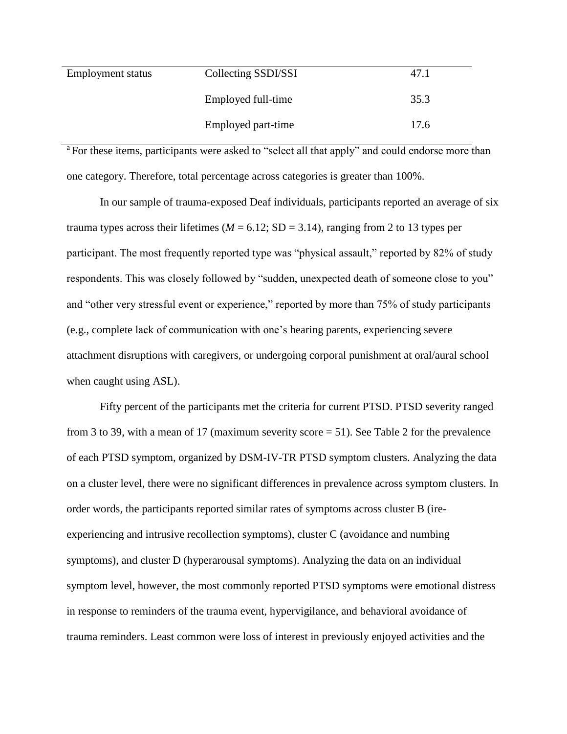| Employment status | Collecting SSDI/SSI | 47.1 |
|---|---|---|
| | Employed full-time | 35.3 |
| | Employed part-time | 17.6 |

[a] For these items, participants were asked to "select all that apply" and could endorse more than one category. Therefore, total percentage across categories is greater than 100%.

In our sample of trauma-exposed Deaf individuals, participants reported an average of six trauma types across their lifetimes ($M = 6.12$; SD = 3.14), ranging from 2 to 13 types per participant. The most frequently reported type was "physical assault," reported by 82% of study respondents. This was closely followed by "sudden, unexpected death of someone close to you" and "other very stressful event or experience," reported by more than 75% of study participants (e.g., complete lack of communication with one's hearing parents, experiencing severe attachment disruptions with caregivers, or undergoing corporal punishment at oral/aural school when caught using ASL).

Fifty percent of the participants met the criteria for current PTSD. PTSD severity ranged from 3 to 39, with a mean of 17 (maximum severity score = 51). See Table 2 for the prevalence of each PTSD symptom, organized by DSM-IV-TR PTSD symptom clusters. Analyzing the data on a cluster level, there were no significant differences in prevalence across symptom clusters. In order words, the participants reported similar rates of symptoms across cluster B (ire-experiencing and intrusive recollection symptoms), cluster C (avoidance and numbing symptoms), and cluster D (hyperarousal symptoms). Analyzing the data on an individual symptom level, however, the most commonly reported PTSD symptoms were emotional distress in response to reminders of the trauma event, hypervigilance, and behavioral avoidance of trauma reminders. Least common were loss of interest in previously enjoyed activities and the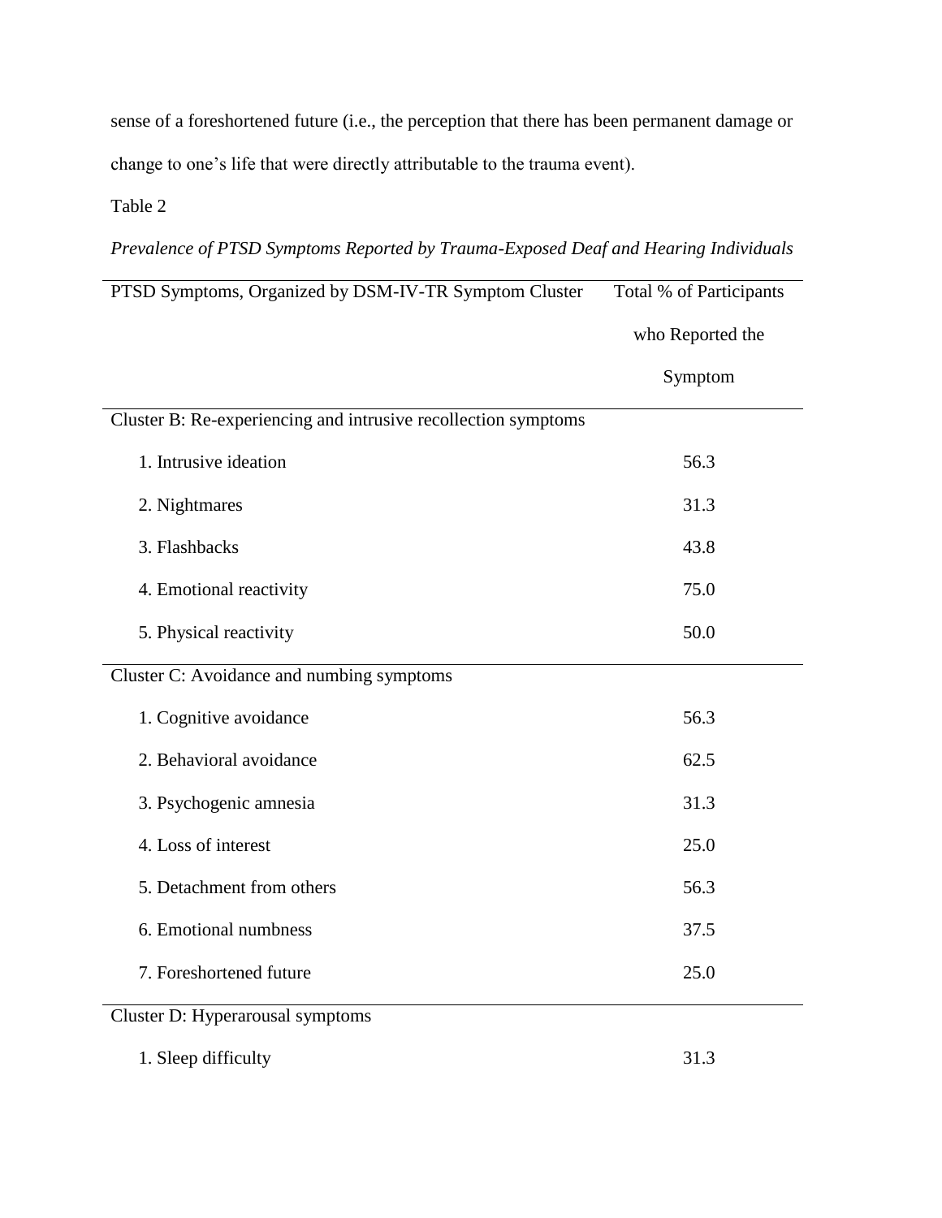sense of a foreshortened future (i.e., the perception that there has been permanent damage or change to one's life that were directly attributable to the trauma event).

Table 2

*Prevalence of PTSD Symptoms Reported by Trauma-Exposed Deaf and Hearing Individuals*

| PTSD Symptoms, Organized by DSM-IV-TR Symptom Cluster | Total % of Participants who Reported the Symptom |
|---|---|
| Cluster B: Re-experiencing and intrusive recollection symptoms | |
| 1. Intrusive ideation | 56.3 |
| 2. Nightmares | 31.3 |
| 3. Flashbacks | 43.8 |
| 4. Emotional reactivity | 75.0 |
| 5. Physical reactivity | 50.0 |
| Cluster C: Avoidance and numbing symptoms | |
| 1. Cognitive avoidance | 56.3 |
| 2. Behavioral avoidance | 62.5 |
| 3. Psychogenic amnesia | 31.3 |
| 4. Loss of interest | 25.0 |
| 5. Detachment from others | 56.3 |
| 6. Emotional numbness | 37.5 |
| 7. Foreshortened future | 25.0 |
| Cluster D: Hyperarousal symptoms | |
| 1. Sleep difficulty | 31.3 |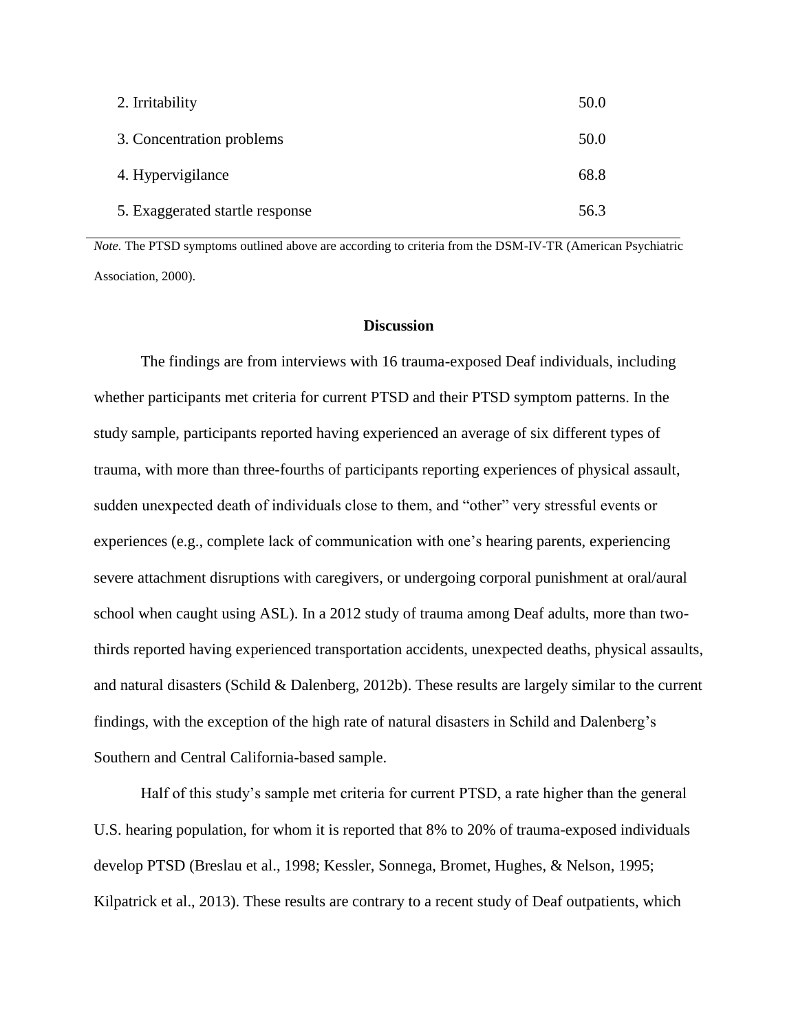| | |
|---|---|
| 2. Irritability | 50.0 |
| 3. Concentration problems | 50.0 |
| 4. Hypervigilance | 68.8 |
| 5. Exaggerated startle response | 56.3 |

*Note.* The PTSD symptoms outlined above are according to criteria from the DSM-IV-TR (American Psychiatric Association, 2000).

## Discussion

The findings are from interviews with 16 trauma-exposed Deaf individuals, including whether participants met criteria for current PTSD and their PTSD symptom patterns. In the study sample, participants reported having experienced an average of six different types of trauma, with more than three-fourths of participants reporting experiences of physical assault, sudden unexpected death of individuals close to them, and "other" very stressful events or experiences (e.g., complete lack of communication with one's hearing parents, experiencing severe attachment disruptions with caregivers, or undergoing corporal punishment at oral/aural school when caught using ASL). In a 2012 study of trauma among Deaf adults, more than two-thirds reported having experienced transportation accidents, unexpected deaths, physical assaults, and natural disasters (Schild & Dalenberg, 2012b). These results are largely similar to the current findings, with the exception of the high rate of natural disasters in Schild and Dalenberg's Southern and Central California-based sample.

Half of this study's sample met criteria for current PTSD, a rate higher than the general U.S. hearing population, for whom it is reported that 8% to 20% of trauma-exposed individuals develop PTSD (Breslau et al., 1998; Kessler, Sonnega, Bromet, Hughes, & Nelson, 1995; Kilpatrick et al., 2013). These results are contrary to a recent study of Deaf outpatients, which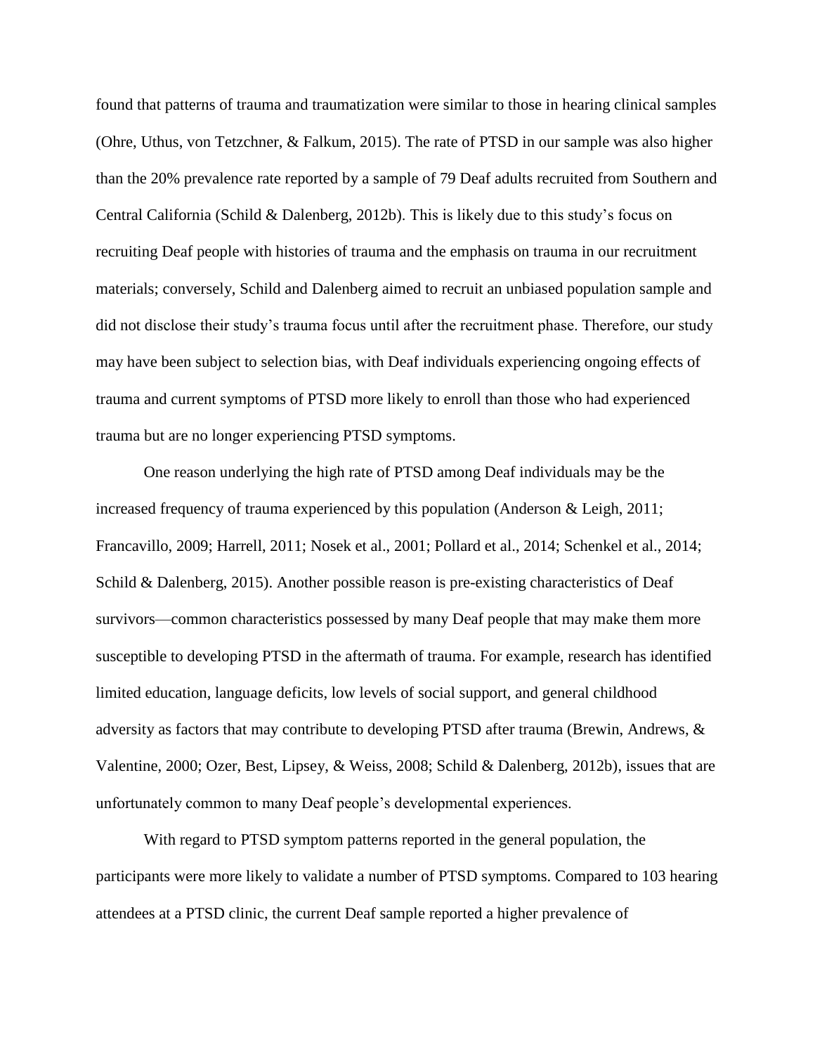found that patterns of trauma and traumatization were similar to those in hearing clinical samples (Ohre, Uthus, von Tetzchner, & Falkum, 2015). The rate of PTSD in our sample was also higher than the 20% prevalence rate reported by a sample of 79 Deaf adults recruited from Southern and Central California (Schild & Dalenberg, 2012b). This is likely due to this study's focus on recruiting Deaf people with histories of trauma and the emphasis on trauma in our recruitment materials; conversely, Schild and Dalenberg aimed to recruit an unbiased population sample and did not disclose their study's trauma focus until after the recruitment phase. Therefore, our study may have been subject to selection bias, with Deaf individuals experiencing ongoing effects of trauma and current symptoms of PTSD more likely to enroll than those who had experienced trauma but are no longer experiencing PTSD symptoms.

One reason underlying the high rate of PTSD among Deaf individuals may be the increased frequency of trauma experienced by this population (Anderson & Leigh, 2011; Francavillo, 2009; Harrell, 2011; Nosek et al., 2001; Pollard et al., 2014; Schenkel et al., 2014; Schild & Dalenberg, 2015). Another possible reason is pre-existing characteristics of Deaf survivors—common characteristics possessed by many Deaf people that may make them more susceptible to developing PTSD in the aftermath of trauma. For example, research has identified limited education, language deficits, low levels of social support, and general childhood adversity as factors that may contribute to developing PTSD after trauma (Brewin, Andrews, & Valentine, 2000; Ozer, Best, Lipsey, & Weiss, 2008; Schild & Dalenberg, 2012b), issues that are unfortunately common to many Deaf people's developmental experiences.

With regard to PTSD symptom patterns reported in the general population, the participants were more likely to validate a number of PTSD symptoms. Compared to 103 hearing attendees at a PTSD clinic, the current Deaf sample reported a higher prevalence of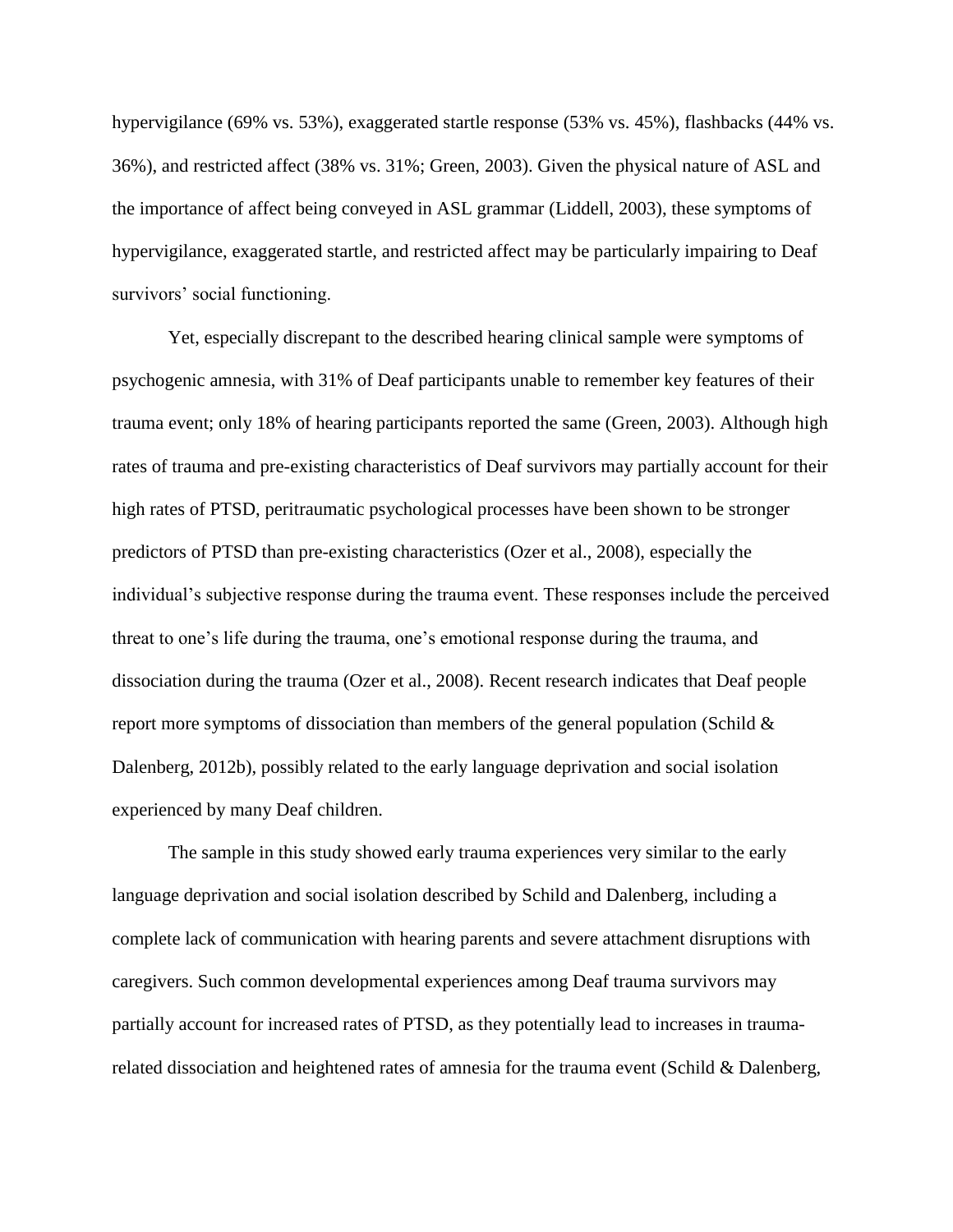hypervigilance (69% vs. 53%), exaggerated startle response (53% vs. 45%), flashbacks (44% vs. 36%), and restricted affect (38% vs. 31%; Green, 2003). Given the physical nature of ASL and the importance of affect being conveyed in ASL grammar (Liddell, 2003), these symptoms of hypervigilance, exaggerated startle, and restricted affect may be particularly impairing to Deaf survivors' social functioning.

Yet, especially discrepant to the described hearing clinical sample were symptoms of psychogenic amnesia, with 31% of Deaf participants unable to remember key features of their trauma event; only 18% of hearing participants reported the same (Green, 2003). Although high rates of trauma and pre-existing characteristics of Deaf survivors may partially account for their high rates of PTSD, peritraumatic psychological processes have been shown to be stronger predictors of PTSD than pre-existing characteristics (Ozer et al., 2008), especially the individual's subjective response during the trauma event. These responses include the perceived threat to one's life during the trauma, one's emotional response during the trauma, and dissociation during the trauma (Ozer et al., 2008). Recent research indicates that Deaf people report more symptoms of dissociation than members of the general population (Schild & Dalenberg, 2012b), possibly related to the early language deprivation and social isolation experienced by many Deaf children.

The sample in this study showed early trauma experiences very similar to the early language deprivation and social isolation described by Schild and Dalenberg, including a complete lack of communication with hearing parents and severe attachment disruptions with caregivers. Such common developmental experiences among Deaf trauma survivors may partially account for increased rates of PTSD, as they potentially lead to increases in trauma-related dissociation and heightened rates of amnesia for the trauma event (Schild & Dalenberg,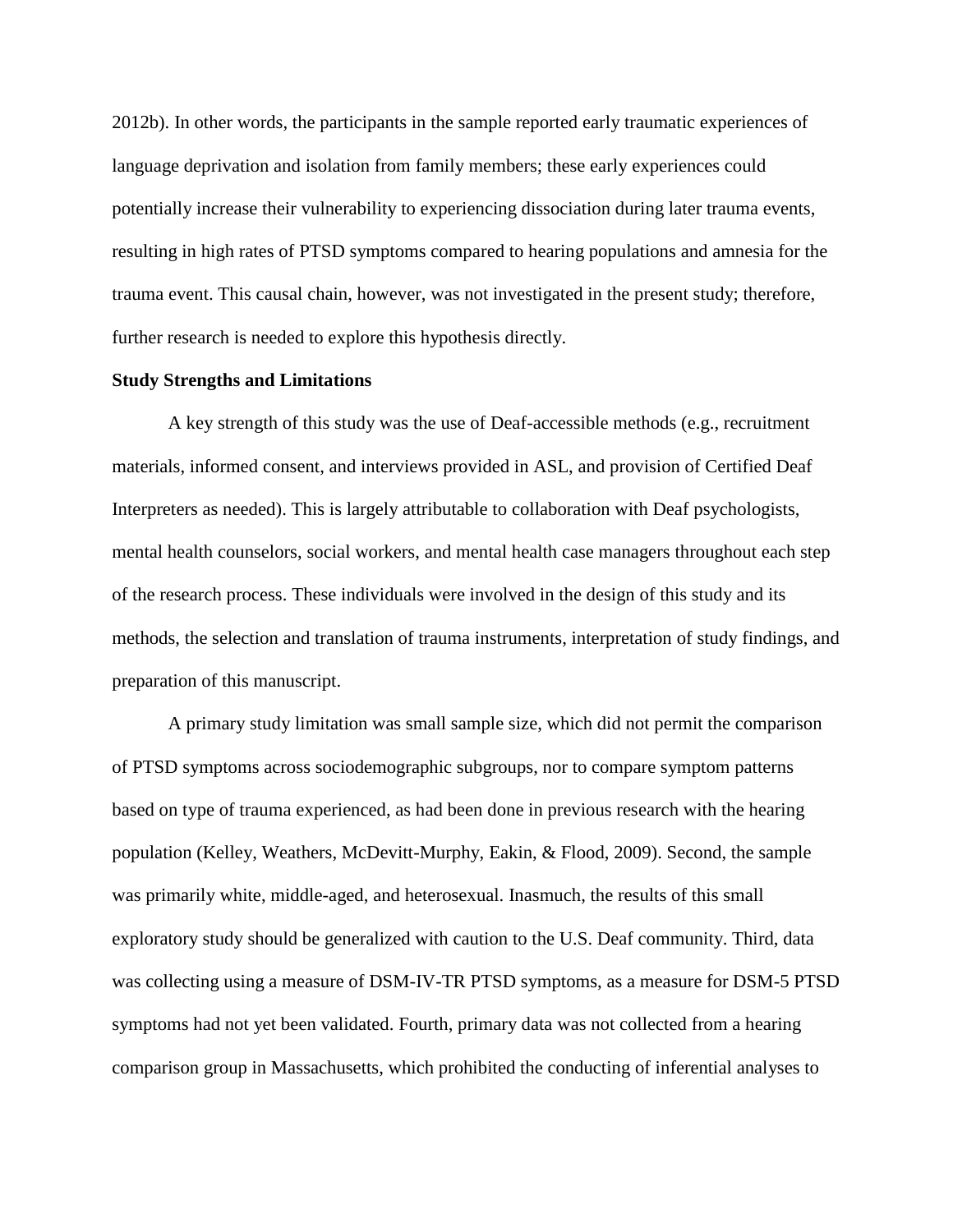2012b). In other words, the participants in the sample reported early traumatic experiences of language deprivation and isolation from family members; these early experiences could potentially increase their vulnerability to experiencing dissociation during later trauma events, resulting in high rates of PTSD symptoms compared to hearing populations and amnesia for the trauma event. This causal chain, however, was not investigated in the present study; therefore, further research is needed to explore this hypothesis directly.

**Study Strengths and Limitations**

A key strength of this study was the use of Deaf-accessible methods (e.g., recruitment materials, informed consent, and interviews provided in ASL, and provision of Certified Deaf Interpreters as needed). This is largely attributable to collaboration with Deaf psychologists, mental health counselors, social workers, and mental health case managers throughout each step of the research process. These individuals were involved in the design of this study and its methods, the selection and translation of trauma instruments, interpretation of study findings, and preparation of this manuscript.

A primary study limitation was small sample size, which did not permit the comparison of PTSD symptoms across sociodemographic subgroups, nor to compare symptom patterns based on type of trauma experienced, as had been done in previous research with the hearing population (Kelley, Weathers, McDevitt-Murphy, Eakin, & Flood, 2009). Second, the sample was primarily white, middle-aged, and heterosexual. Inasmuch, the results of this small exploratory study should be generalized with caution to the U.S. Deaf community. Third, data was collecting using a measure of DSM-IV-TR PTSD symptoms, as a measure for DSM-5 PTSD symptoms had not yet been validated. Fourth, primary data was not collected from a hearing comparison group in Massachusetts, which prohibited the conducting of inferential analyses to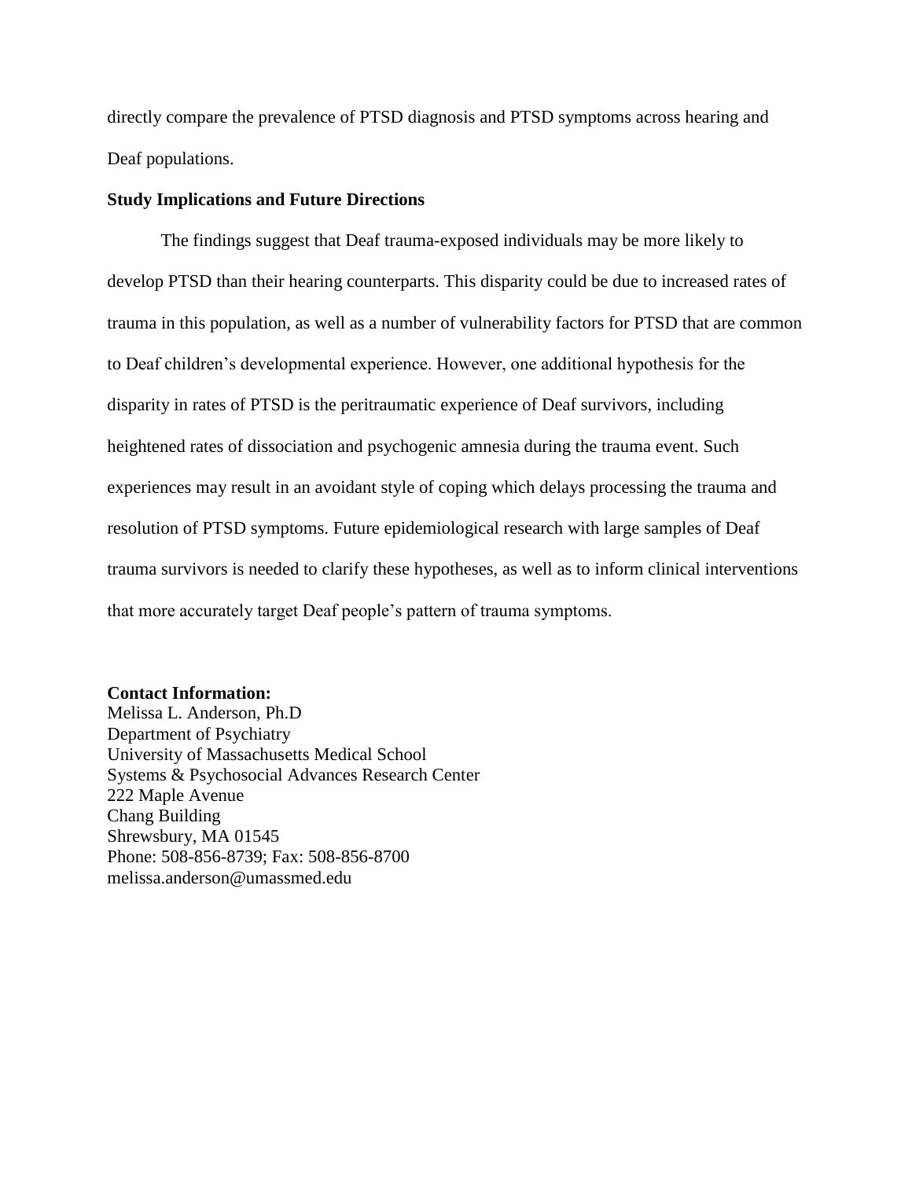directly compare the prevalence of PTSD diagnosis and PTSD symptoms across hearing and Deaf populations.

**Study Implications and Future Directions**

The findings suggest that Deaf trauma-exposed individuals may be more likely to develop PTSD than their hearing counterparts. This disparity could be due to increased rates of trauma in this population, as well as a number of vulnerability factors for PTSD that are common to Deaf children's developmental experience. However, one additional hypothesis for the disparity in rates of PTSD is the peritraumatic experience of Deaf survivors, including heightened rates of dissociation and psychogenic amnesia during the trauma event. Such experiences may result in an avoidant style of coping which delays processing the trauma and resolution of PTSD symptoms. Future epidemiological research with large samples of Deaf trauma survivors is needed to clarify these hypotheses, as well as to inform clinical interventions that more accurately target Deaf people's pattern of trauma symptoms.

**Contact Information:**
Melissa L. Anderson, Ph.D
Department of Psychiatry
University of Massachusetts Medical School
Systems & Psychosocial Advances Research Center
222 Maple Avenue
Chang Building
Shrewsbury, MA 01545
Phone: 508-856-8739; Fax: 508-856-8700
melissa.anderson@umassmed.edu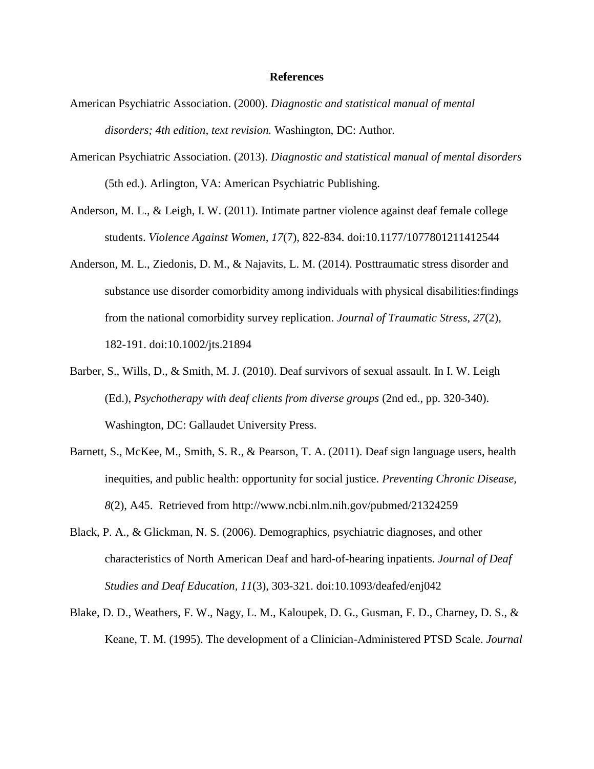# References

American Psychiatric Association. (2000). *Diagnostic and statistical manual of mental disorders; 4th edition, text revision.* Washington, DC: Author.

American Psychiatric Association. (2013). *Diagnostic and statistical manual of mental disorders* (5th ed.). Arlington, VA: American Psychiatric Publishing.

Anderson, M. L., & Leigh, I. W. (2011). Intimate partner violence against deaf female college students. *Violence Against Women*, *17*(7), 822-834. doi:10.1177/1077801211412544

Anderson, M. L., Ziedonis, D. M., & Najavits, L. M. (2014). Posttraumatic stress disorder and substance use disorder comorbidity among individuals with physical disabilities:findings from the national comorbidity survey replication. *Journal of Traumatic Stress*, *27*(2), 182-191. doi:10.1002/jts.21894

Barber, S., Wills, D., & Smith, M. J. (2010). Deaf survivors of sexual assault. In I. W. Leigh (Ed.), *Psychotherapy with deaf clients from diverse groups* (2nd ed., pp. 320-340). Washington, DC: Gallaudet University Press.

Barnett, S., McKee, M., Smith, S. R., & Pearson, T. A. (2011). Deaf sign language users, health inequities, and public health: opportunity for social justice. *Preventing Chronic Disease, 8*(2), A45. Retrieved from http://www.ncbi.nlm.nih.gov/pubmed/21324259

Black, P. A., & Glickman, N. S. (2006). Demographics, psychiatric diagnoses, and other characteristics of North American Deaf and hard-of-hearing inpatients. *Journal of Deaf Studies and Deaf Education, 11*(3), 303-321. doi:10.1093/deafed/enj042

Blake, D. D., Weathers, F. W., Nagy, L. M., Kaloupek, D. G., Gusman, F. D., Charney, D. S., & Keane, T. M. (1995). The development of a Clinician-Administered PTSD Scale. *Journal*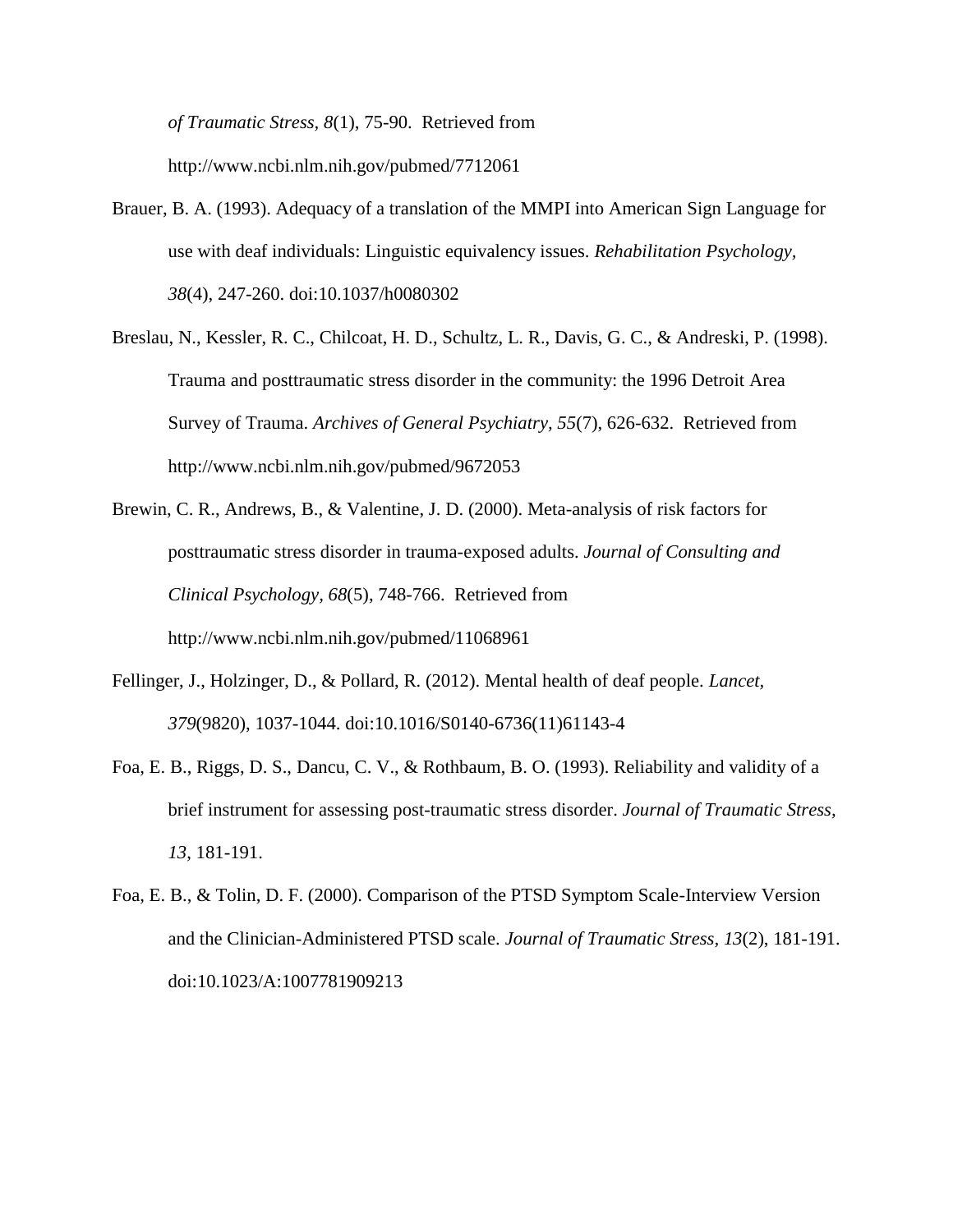*of Traumatic Stress, 8*(1), 75-90. Retrieved from http://www.ncbi.nlm.nih.gov/pubmed/7712061

Brauer, B. A. (1993). Adequacy of a translation of the MMPI into American Sign Language for use with deaf individuals: Linguistic equivalency issues. *Rehabilitation Psychology, 38*(4), 247-260. doi:10.1037/h0080302

Breslau, N., Kessler, R. C., Chilcoat, H. D., Schultz, L. R., Davis, G. C., & Andreski, P. (1998). Trauma and posttraumatic stress disorder in the community: the 1996 Detroit Area Survey of Trauma. *Archives of General Psychiatry, 55*(7), 626-632. Retrieved from http://www.ncbi.nlm.nih.gov/pubmed/9672053

Brewin, C. R., Andrews, B., & Valentine, J. D. (2000). Meta-analysis of risk factors for posttraumatic stress disorder in trauma-exposed adults. *Journal of Consulting and Clinical Psychology, 68*(5), 748-766. Retrieved from http://www.ncbi.nlm.nih.gov/pubmed/11068961

Fellinger, J., Holzinger, D., & Pollard, R. (2012). Mental health of deaf people. *Lancet, 379*(9820), 1037-1044. doi:10.1016/S0140-6736(11)61143-4

Foa, E. B., Riggs, D. S., Dancu, C. V., & Rothbaum, B. O. (1993). Reliability and validity of a brief instrument for assessing post-traumatic stress disorder. *Journal of Traumatic Stress, 13*, 181-191.

Foa, E. B., & Tolin, D. F. (2000). Comparison of the PTSD Symptom Scale-Interview Version and the Clinician-Administered PTSD scale. *Journal of Traumatic Stress, 13*(2), 181-191. doi:10.1023/A:1007781909213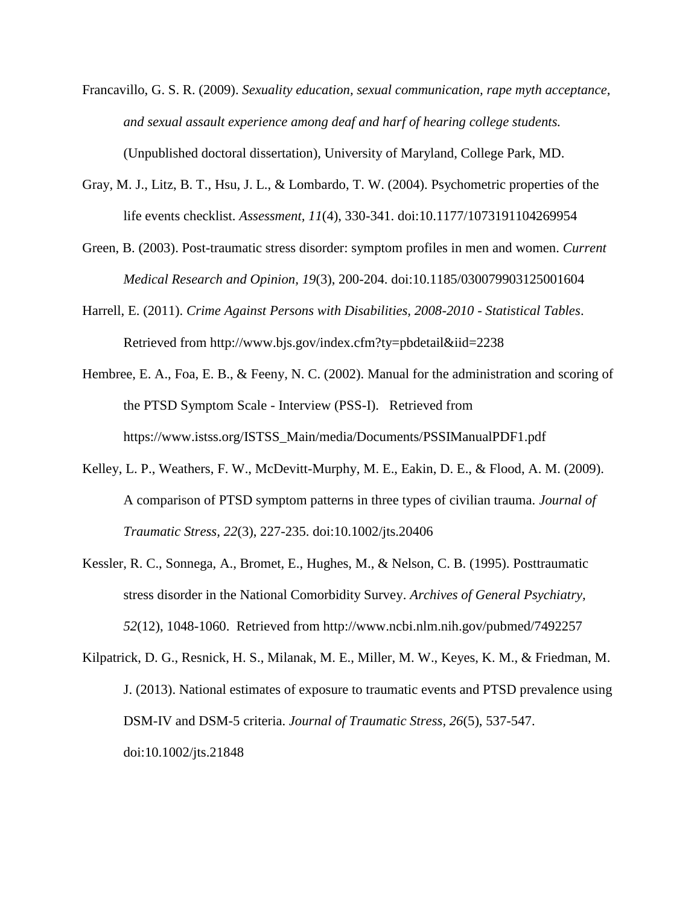Francavillo, G. S. R. (2009). *Sexuality education, sexual communication, rape myth acceptance, and sexual assault experience among deaf and harf of hearing college students.* (Unpublished doctoral dissertation), University of Maryland, College Park, MD.

Gray, M. J., Litz, B. T., Hsu, J. L., & Lombardo, T. W. (2004). Psychometric properties of the life events checklist. *Assessment, 11*(4), 330-341. doi:10.1177/1073191104269954

Green, B. (2003). Post-traumatic stress disorder: symptom profiles in men and women. *Current Medical Research and Opinion, 19*(3), 200-204. doi:10.1185/030079903125001604

Harrell, E. (2011). *Crime Against Persons with Disabilities, 2008-2010 - Statistical Tables*. Retrieved from http://www.bjs.gov/index.cfm?ty=pbdetail&iid=2238

Hembree, E. A., Foa, E. B., & Feeny, N. C. (2002). Manual for the administration and scoring of the PTSD Symptom Scale - Interview (PSS-I). Retrieved from https://www.istss.org/ISTSS_Main/media/Documents/PSSIManualPDF1.pdf

Kelley, L. P., Weathers, F. W., McDevitt-Murphy, M. E., Eakin, D. E., & Flood, A. M. (2009). A comparison of PTSD symptom patterns in three types of civilian trauma. *Journal of Traumatic Stress, 22*(3), 227-235. doi:10.1002/jts.20406

Kessler, R. C., Sonnega, A., Bromet, E., Hughes, M., & Nelson, C. B. (1995). Posttraumatic stress disorder in the National Comorbidity Survey. *Archives of General Psychiatry, 52*(12), 1048-1060. Retrieved from http://www.ncbi.nlm.nih.gov/pubmed/7492257

Kilpatrick, D. G., Resnick, H. S., Milanak, M. E., Miller, M. W., Keyes, K. M., & Friedman, M. J. (2013). National estimates of exposure to traumatic events and PTSD prevalence using DSM-IV and DSM-5 criteria. *Journal of Traumatic Stress, 26*(5), 537-547. doi:10.1002/jts.21848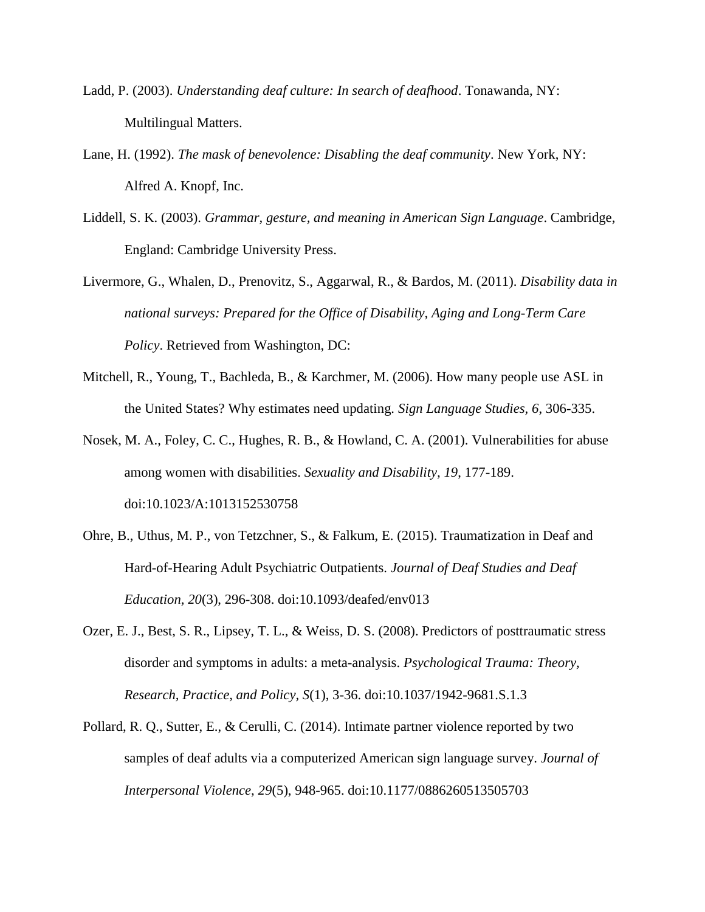Ladd, P. (2003). *Understanding deaf culture: In search of deafhood*. Tonawanda, NY: Multilingual Matters.

Lane, H. (1992). *The mask of benevolence: Disabling the deaf community*. New York, NY: Alfred A. Knopf, Inc.

Liddell, S. K. (2003). *Grammar, gesture, and meaning in American Sign Language*. Cambridge, England: Cambridge University Press.

Livermore, G., Whalen, D., Prenovitz, S., Aggarwal, R., & Bardos, M. (2011). *Disability data in national surveys: Prepared for the Office of Disability, Aging and Long-Term Care Policy*. Retrieved from Washington, DC:

Mitchell, R., Young, T., Bachleda, B., & Karchmer, M. (2006). How many people use ASL in the United States? Why estimates need updating. *Sign Language Studies, 6*, 306-335.

Nosek, M. A., Foley, C. C., Hughes, R. B., & Howland, C. A. (2001). Vulnerabilities for abuse among women with disabilities. *Sexuality and Disability, 19*, 177-189. doi:10.1023/A:1013152530758

Ohre, B., Uthus, M. P., von Tetzchner, S., & Falkum, E. (2015). Traumatization in Deaf and Hard-of-Hearing Adult Psychiatric Outpatients. *Journal of Deaf Studies and Deaf Education, 20*(3), 296-308. doi:10.1093/deafed/env013

Ozer, E. J., Best, S. R., Lipsey, T. L., & Weiss, D. S. (2008). Predictors of posttraumatic stress disorder and symptoms in adults: a meta-analysis. *Psychological Trauma: Theory, Research, Practice, and Policy, S*(1), 3-36. doi:10.1037/1942-9681.S.1.3

Pollard, R. Q., Sutter, E., & Cerulli, C. (2014). Intimate partner violence reported by two samples of deaf adults via a computerized American sign language survey. *Journal of Interpersonal Violence, 29*(5), 948-965. doi:10.1177/0886260513505703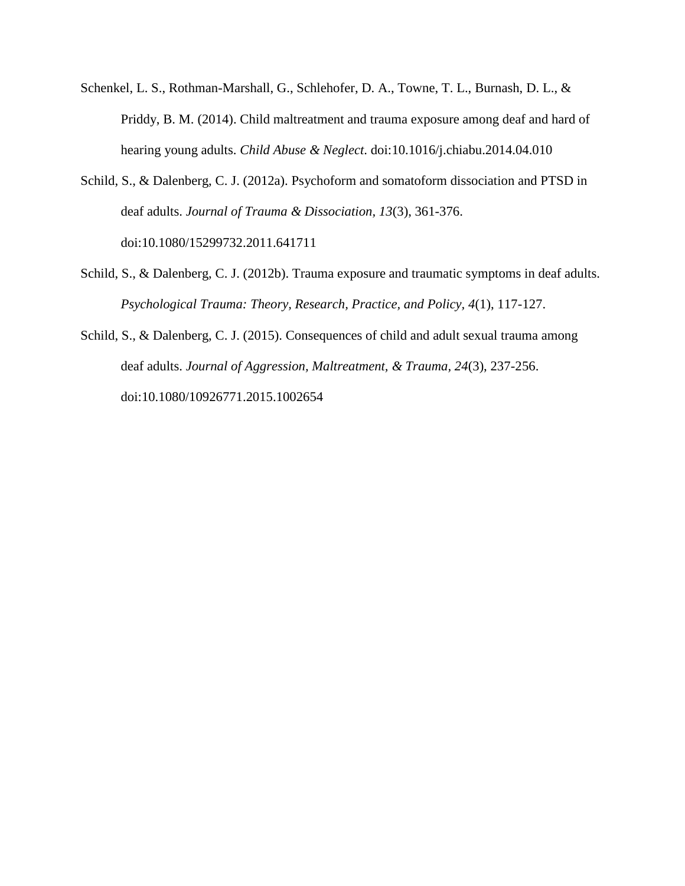Schenkel, L. S., Rothman-Marshall, G., Schlehofer, D. A., Towne, T. L., Burnash, D. L., & Priddy, B. M. (2014). Child maltreatment and trauma exposure among deaf and hard of hearing young adults. *Child Abuse & Neglect*. doi:10.1016/j.chiabu.2014.04.010

Schild, S., & Dalenberg, C. J. (2012a). Psychoform and somatoform dissociation and PTSD in deaf adults. *Journal of Trauma & Dissociation, 13*(3), 361-376. doi:10.1080/15299732.2011.641711

Schild, S., & Dalenberg, C. J. (2012b). Trauma exposure and traumatic symptoms in deaf adults. *Psychological Trauma: Theory, Research, Practice, and Policy*, *4*(1), 117-127.

Schild, S., & Dalenberg, C. J. (2015). Consequences of child and adult sexual trauma among deaf adults. *Journal of Aggression, Maltreatment, & Trauma*, *24*(3), 237-256. doi:10.1080/10926771.2015.1002654